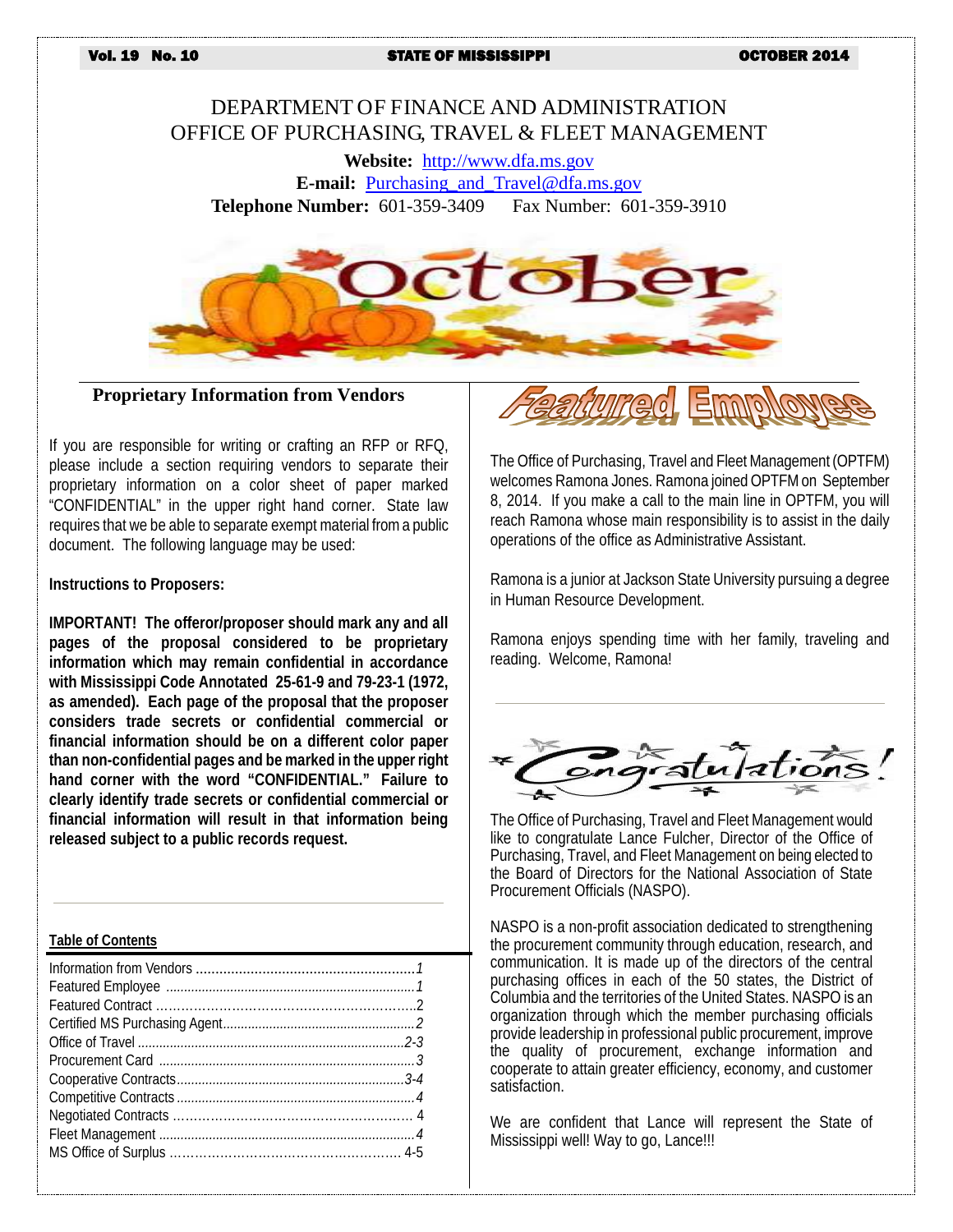# DEPARTMENT OF FINANCE AND ADMINISTRATION
# OFFICE OF PURCHASING, TRAVEL & FLEET MANAGEMENT

**Website:** http://www.dfa.ms.gov
**E-mail:** Purchasing_and_Travel@dfa.ms.gov
**Telephone Number:** 601-359-3409 Fax Number: 601-359-3910

October

## Proprietary Information from Vendors

If you are responsible for writing or crafting an RFP or RFQ, please include a section requiring vendors to separate their proprietary information on a color sheet of paper marked "CONFIDENTIAL" in the upper right hand corner. State law requires that we be able to separate exempt material from a public document. The following language may be used:

**Instructions to Proposers:**

**IMPORTANT! The offeror/proposer should mark any and all pages of the proposal considered to be proprietary information which may remain confidential in accordance with Mississippi Code Annotated 25-61-9 and 79-23-1 (1972, as amended). Each page of the proposal that the proposer considers trade secrets or confidential commercial or financial information should be on a different color paper than non-confidential pages and be marked in the upper right hand corner with the word "CONFIDENTIAL." Failure to clearly identify trade secrets or confidential commercial or financial information will result in that information being released subject to a public records request.**

**Table of Contents**

| | |
|---|---|
| Information from Vendors | 1 |
| Featured Employee | 1 |
| Featured Contract | 2 |
| Certified MS Purchasing Agent | 2 |
| Office of Travel | 2-3 |
| Procurement Card | 3 |
| Cooperative Contracts | 3-4 |
| Competitive Contracts | 4 |
| Negotiated Contracts | 4 |
| Fleet Management | 4 |
| MS Office of Surplus | 4-5 |

## Featured Employee

The Office of Purchasing, Travel and Fleet Management (OPTFM) welcomes Ramona Jones. Ramona joined OPTFM on September 8, 2014. If you make a call to the main line in OPTFM, you will reach Ramona whose main responsibility is to assist in the daily operations of the office as Administrative Assistant.

Ramona is a junior at Jackson State University pursuing a degree in Human Resource Development.

Ramona enjoys spending time with her family, traveling and reading. Welcome, Ramona!

## Congratulations!

The Office of Purchasing, Travel and Fleet Management would like to congratulate Lance Fulcher, Director of the Office of Purchasing, Travel, and Fleet Management on being elected to the Board of Directors for the National Association of State Procurement Officials (NASPO).

NASPO is a non-profit association dedicated to strengthening the procurement community through education, research, and communication. It is made up of the directors of the central purchasing offices in each of the 50 states, the District of Columbia and the territories of the United States. NASPO is an organization through which the member purchasing officials provide leadership in professional public procurement, improve the quality of procurement, exchange information and cooperate to attain greater efficiency, economy, and customer satisfaction.

We are confident that Lance will represent the State of Mississippi well! Way to go, Lance!!!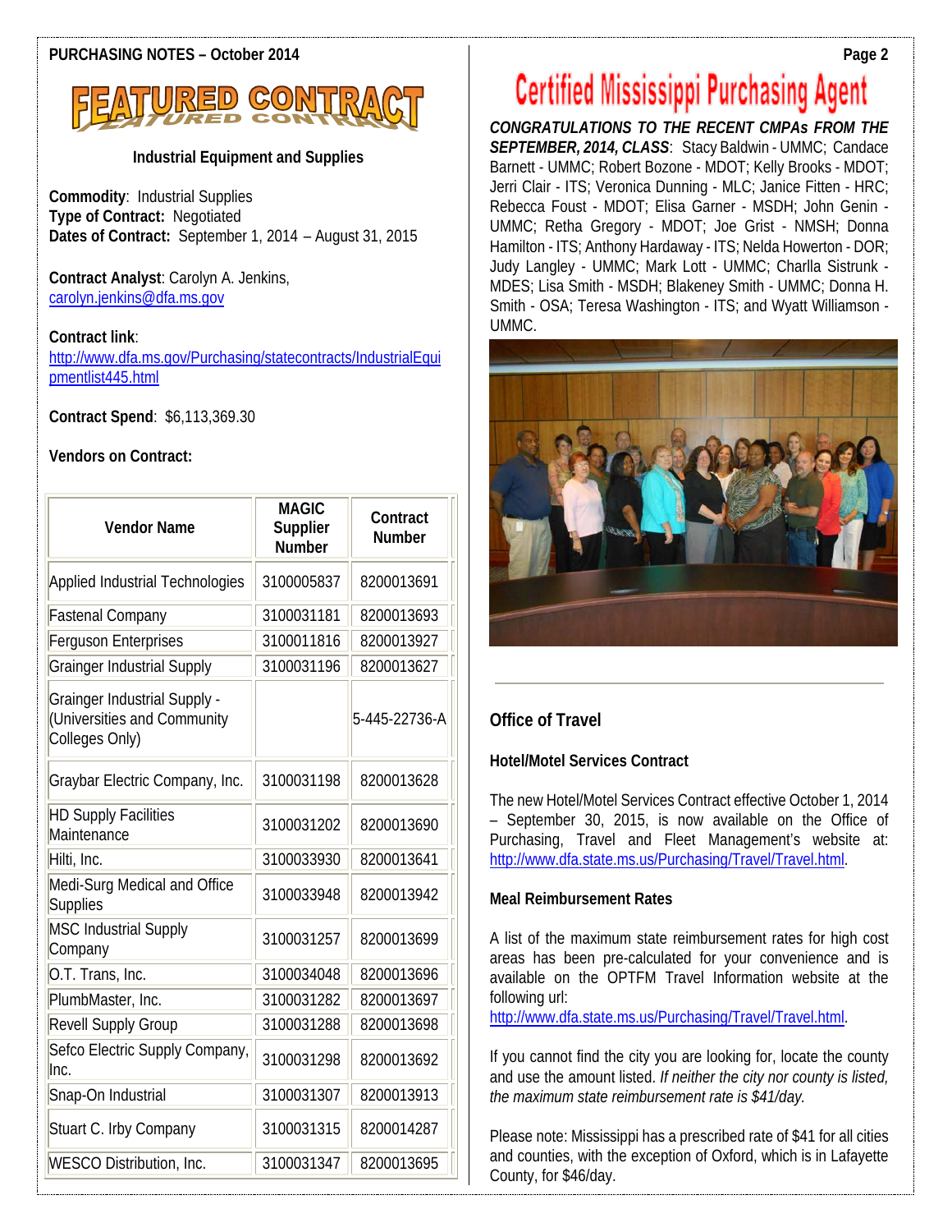# FEATURED CONTRACT

### Industrial Equipment and Supplies

**Commodity**: Industrial Supplies
**Type of Contract:** Negotiated
**Dates of Contract:** September 1, 2014 – August 31, 2015

**Contract Analyst**: Carolyn A. Jenkins,
carolyn.jenkins@dfa.ms.gov

**Contract link**:
http://www.dfa.ms.gov/Purchasing/statecontracts/IndustrialEquipmentlist445.html

**Contract Spend**: $6,113,369.30

**Vendors on Contract:**

| Vendor Name | MAGIC Supplier Number | Contract Number |
|---|---|---|
| Applied Industrial Technologies | 3100005837 | 8200013691 |
| Fastenal Company | 3100031181 | 8200013693 |
| Ferguson Enterprises | 3100011816 | 8200013927 |
| Grainger Industrial Supply | 3100031196 | 8200013627 |
| Grainger Industrial Supply - (Universities and Community Colleges Only) | | 5-445-22736-A |
| Graybar Electric Company, Inc. | 3100031198 | 8200013628 |
| HD Supply Facilities Maintenance | 3100031202 | 8200013690 |
| Hilti, Inc. | 3100033930 | 8200013641 |
| Medi-Surg Medical and Office Supplies | 3100033948 | 8200013942 |
| MSC Industrial Supply Company | 3100031257 | 8200013699 |
| O.T. Trans, Inc. | 3100034048 | 8200013696 |
| PlumbMaster, Inc. | 3100031282 | 8200013697 |
| Revell Supply Group | 3100031288 | 8200013698 |
| Sefco Electric Supply Company, Inc. | 3100031298 | 8200013692 |
| Snap-On Industrial | 3100031307 | 8200013913 |
| Stuart C. Irby Company | 3100031315 | 8200014287 |
| WESCO Distribution, Inc. | 3100031347 | 8200013695 |

# Certified Mississippi Purchasing Agent

***CONGRATULATIONS TO THE RECENT CMPAs FROM THE SEPTEMBER, 2014, CLASS***: Stacy Baldwin - UMMC; Candace Barnett - UMMC; Robert Bozone - MDOT; Kelly Brooks - MDOT; Jerri Clair - ITS; Veronica Dunning - MLC; Janice Fitten - HRC; Rebecca Foust - MDOT; Elisa Garner - MSDH; John Genin - UMMC; Retha Gregory - MDOT; Joe Grist - NMSH; Donna Hamilton - ITS; Anthony Hardaway - ITS; Nelda Howerton - DOR; Judy Langley - UMMC; Mark Lott - UMMC; Charlla Sistrunk - MDES; Lisa Smith - MSDH; Blakeney Smith - UMMC; Donna H. Smith - OSA; Teresa Washington - ITS; and Wyatt Williamson - UMMC.

## Office of Travel

### Hotel/Motel Services Contract

The new Hotel/Motel Services Contract effective October 1, 2014 – September 30, 2015, is now available on the Office of Purchasing, Travel and Fleet Management's website at: http://www.dfa.state.ms.us/Purchasing/Travel/Travel.html.

### Meal Reimbursement Rates

A list of the maximum state reimbursement rates for high cost areas has been pre-calculated for your convenience and is available on the OPTFM Travel Information website at the following url:
http://www.dfa.state.ms.us/Purchasing/Travel/Travel.html.

If you cannot find the city you are looking for, locate the county and use the amount listed. *If neither the city nor county is listed, the maximum state reimbursement rate is $41/day.*

Please note: Mississippi has a prescribed rate of $41 for all cities and counties, with the exception of Oxford, which is in Lafayette County, for $46/day.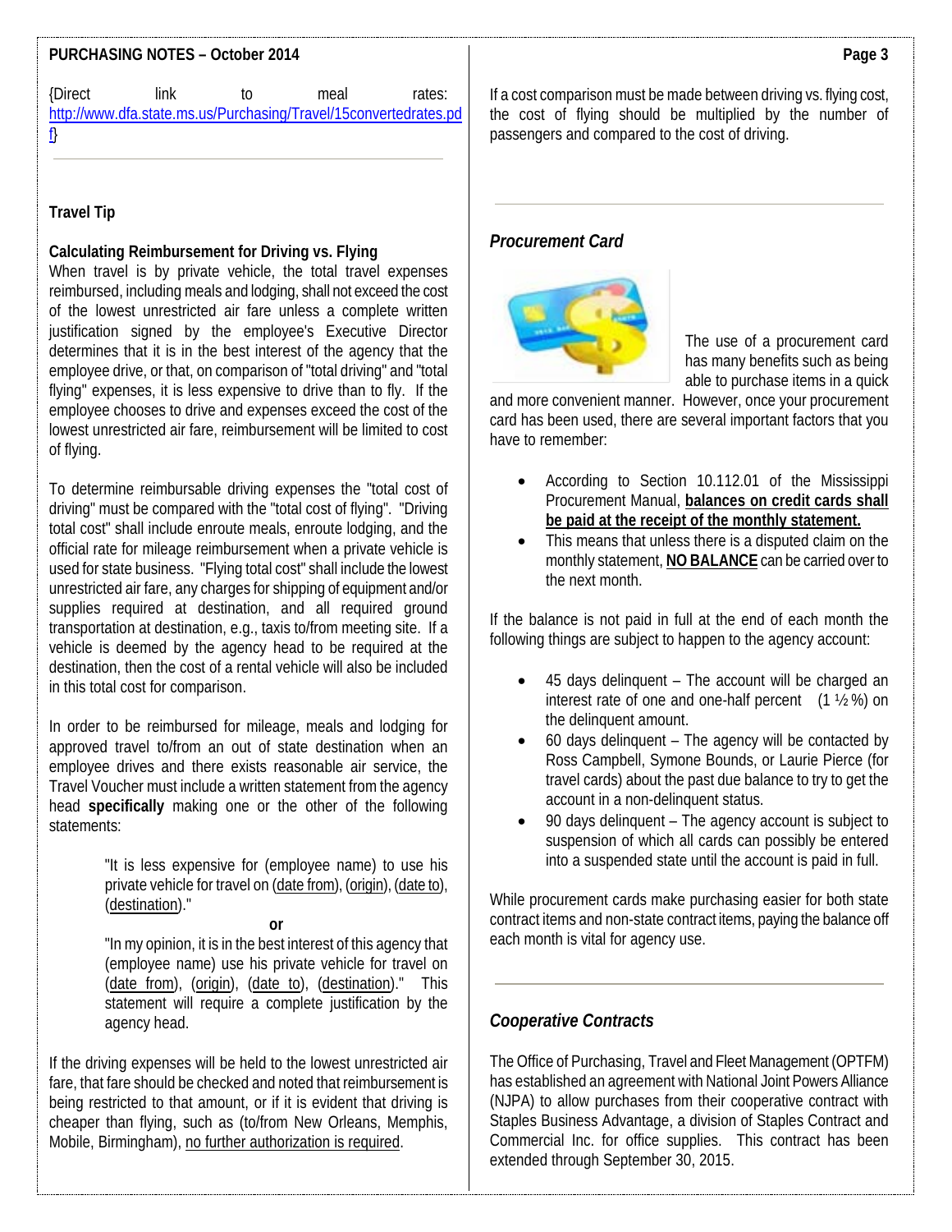{Direct link to meal rates: http://www.dfa.state.ms.us/Purchasing/Travel/15convertedrates.pdf}

---

## Travel Tip

### Calculating Reimbursement for Driving vs. Flying

When travel is by private vehicle, the total travel expenses reimbursed, including meals and lodging, shall not exceed the cost of the lowest unrestricted air fare unless a complete written justification signed by the employee's Executive Director determines that it is in the best interest of the agency that the employee drive, or that, on comparison of "total driving" and "total flying" expenses, it is less expensive to drive than to fly. If the employee chooses to drive and expenses exceed the cost of the lowest unrestricted air fare, reimbursement will be limited to cost of flying.

To determine reimbursable driving expenses the "total cost of driving" must be compared with the "total cost of flying". "Driving total cost" shall include enroute meals, enroute lodging, and the official rate for mileage reimbursement when a private vehicle is used for state business. "Flying total cost" shall include the lowest unrestricted air fare, any charges for shipping of equipment and/or supplies required at destination, and all required ground transportation at destination, e.g., taxis to/from meeting site. If a vehicle is deemed by the agency head to be required at the destination, then the cost of a rental vehicle will also be included in this total cost for comparison.

In order to be reimbursed for mileage, meals and lodging for approved travel to/from an out of state destination when an employee drives and there exists reasonable air service, the Travel Voucher must include a written statement from the agency head **specifically** making one or the other of the following statements:

> "It is less expensive for (employee name) to use his private vehicle for travel on (date from), (origin), (date to), (destination)."
>
> **or**
>
> "In my opinion, it is in the best interest of this agency that (employee name) use his private vehicle for travel on (date from), (origin), (date to), (destination)." This statement will require a complete justification by the agency head.

If the driving expenses will be held to the lowest unrestricted air fare, that fare should be checked and noted that reimbursement is being restricted to that amount, or if it is evident that driving is cheaper than flying, such as (to/from New Orleans, Memphis, Mobile, Birmingham), no further authorization is required.

If a cost comparison must be made between driving vs. flying cost, the cost of flying should be multiplied by the number of passengers and compared to the cost of driving.

---

## *Procurement Card*

The use of a procurement card has many benefits such as being able to purchase items in a quick and more convenient manner. However, once your procurement card has been used, there are several important factors that you have to remember:

- According to Section 10.112.01 of the Mississippi Procurement Manual, **balances on credit cards shall be paid at the receipt of the monthly statement.**
- This means that unless there is a disputed claim on the monthly statement, **NO BALANCE** can be carried over to the next month.

If the balance is not paid in full at the end of each month the following things are subject to happen to the agency account:

- 45 days delinquent – The account will be charged an interest rate of one and one-half percent (1 ½ %) on the delinquent amount.
- 60 days delinquent – The agency will be contacted by Ross Campbell, Symone Bounds, or Laurie Pierce (for travel cards) about the past due balance to try to get the account in a non-delinquent status.
- 90 days delinquent – The agency account is subject to suspension of which all cards can possibly be entered into a suspended state until the account is paid in full.

While procurement cards make purchasing easier for both state contract items and non-state contract items, paying the balance off each month is vital for agency use.

---

## *Cooperative Contracts*

The Office of Purchasing, Travel and Fleet Management (OPTFM) has established an agreement with National Joint Powers Alliance (NJPA) to allow purchases from their cooperative contract with Staples Business Advantage, a division of Staples Contract and Commercial Inc. for office supplies. This contract has been extended through September 30, 2015.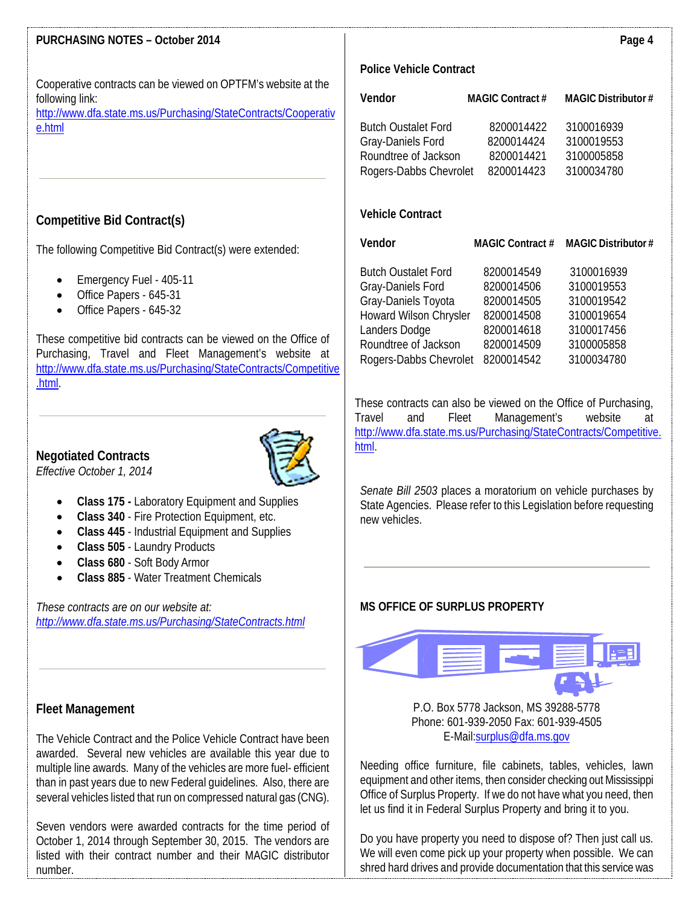Cooperative contracts can be viewed on OPTFM's website at the following link: http://www.dfa.state.ms.us/Purchasing/StateContracts/Cooperative.html

## Competitive Bid Contract(s)

The following Competitive Bid Contract(s) were extended:

- Emergency Fuel - 405-11
- Office Papers - 645-31
- Office Papers - 645-32

These competitive bid contracts can be viewed on the Office of Purchasing, Travel and Fleet Management's website at http://www.dfa.state.ms.us/Purchasing/StateContracts/Competitive.html.

## Negotiated Contracts

*Effective October 1, 2014*

- **Class 175 -** Laboratory Equipment and Supplies
- **Class 340** - Fire Protection Equipment, etc.
- **Class 445** - Industrial Equipment and Supplies
- **Class 505** - Laundry Products
- **Class 680** - Soft Body Armor
- **Class 885** - Water Treatment Chemicals

*These contracts are on our website at: http://www.dfa.state.ms.us/Purchasing/StateContracts.html*

## Fleet Management

The Vehicle Contract and the Police Vehicle Contract have been awarded. Several new vehicles are available this year due to multiple line awards. Many of the vehicles are more fuel- efficient than in past years due to new Federal guidelines. Also, there are several vehicles listed that run on compressed natural gas (CNG).

Seven vendors were awarded contracts for the time period of October 1, 2014 through September 30, 2015. The vendors are listed with their contract number and their MAGIC distributor number.

### Police Vehicle Contract

| Vendor | MAGIC Contract # | MAGIC Distributor # |
|---|---|---|
| Butch Oustalet Ford | 8200014422 | 3100016939 |
| Gray-Daniels Ford | 8200014424 | 3100019553 |
| Roundtree of Jackson | 8200014421 | 3100005858 |
| Rogers-Dabbs Chevrolet | 8200014423 | 3100034780 |

### Vehicle Contract

| Vendor | MAGIC Contract # | MAGIC Distributor # |
|---|---|---|
| Butch Oustalet Ford | 8200014549 | 3100016939 |
| Gray-Daniels Ford | 8200014506 | 3100019553 |
| Gray-Daniels Toyota | 8200014505 | 3100019542 |
| Howard Wilson Chrysler | 8200014508 | 3100019654 |
| Landers Dodge | 8200014618 | 3100017456 |
| Roundtree of Jackson | 8200014509 | 3100005858 |
| Rogers-Dabbs Chevrolet | 8200014542 | 3100034780 |

These contracts can also be viewed on the Office of Purchasing, Travel and Fleet Management's website at http://www.dfa.state.ms.us/Purchasing/StateContracts/Competitive.html.

*Senate Bill 2503* places a moratorium on vehicle purchases by State Agencies. Please refer to this Legislation before requesting new vehicles.

## MS OFFICE OF SURPLUS PROPERTY

P.O. Box 5778 Jackson, MS 39288-5778
Phone: 601-939-2050 Fax: 601-939-4505
E-Mail: surplus@dfa.ms.gov

Needing office furniture, file cabinets, tables, vehicles, lawn equipment and other items, then consider checking out Mississippi Office of Surplus Property. If we do not have what you need, then let us find it in Federal Surplus Property and bring it to you.

Do you have property you need to dispose of? Then just call us. We will even come pick up your property when possible. We can shred hard drives and provide documentation that this service was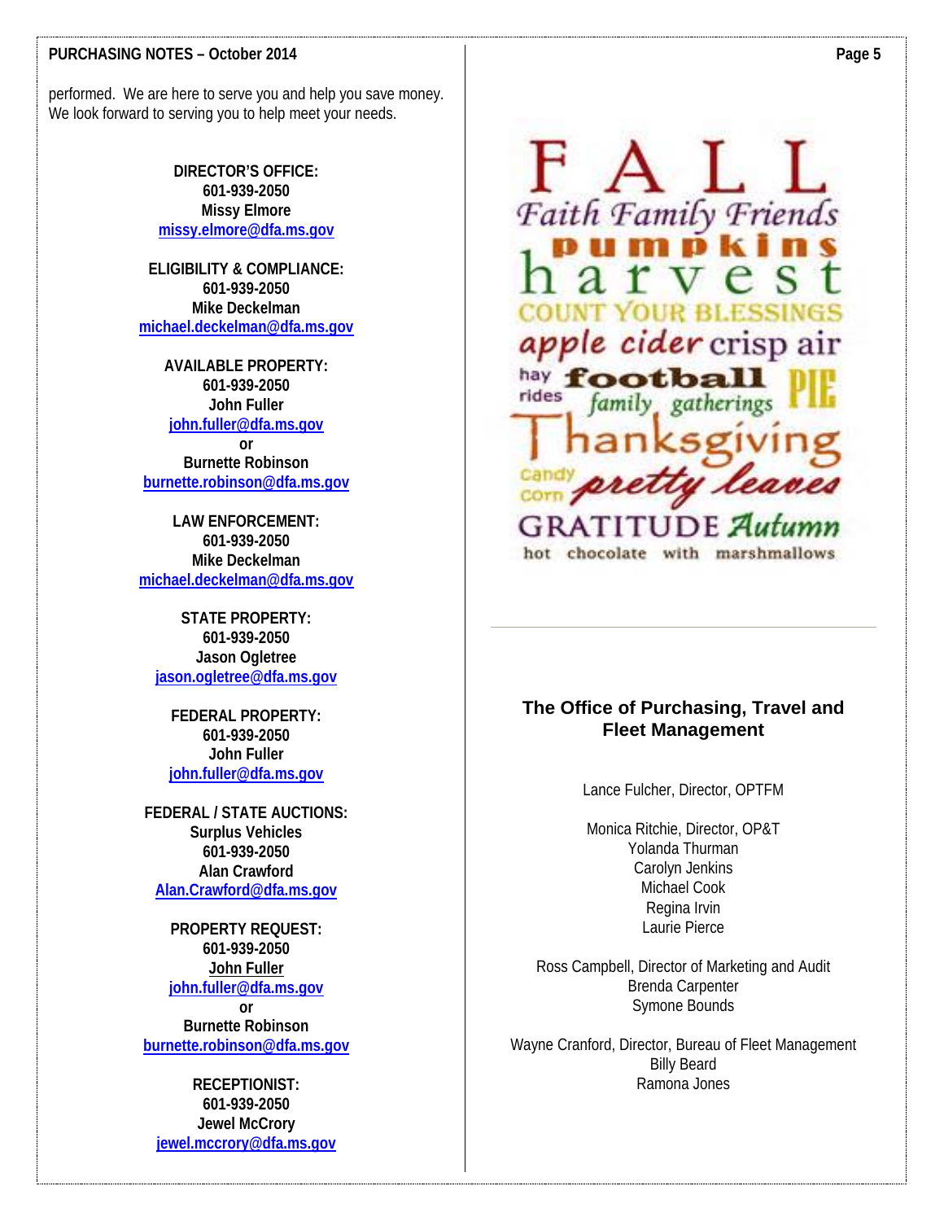performed. We are here to serve you and help you save money. We look forward to serving you to help meet your needs.

**DIRECTOR'S OFFICE:**
**601-939-2050**
**Missy Elmore**
**missy.elmore@dfa.ms.gov**

**ELIGIBILITY & COMPLIANCE:**
**601-939-2050**
**Mike Deckelman**
**michael.deckelman@dfa.ms.gov**

**AVAILABLE PROPERTY:**
**601-939-2050**
**John Fuller**
**john.fuller@dfa.ms.gov**
**or**
**Burnette Robinson**
**burnette.robinson@dfa.ms.gov**

**LAW ENFORCEMENT:**
**601-939-2050**
**Mike Deckelman**
**michael.deckelman@dfa.ms.gov**

**STATE PROPERTY:**
**601-939-2050**
**Jason Ogletree**
**jason.ogletree@dfa.ms.gov**

**FEDERAL PROPERTY:**
**601-939-2050**
**John Fuller**
**john.fuller@dfa.ms.gov**

**FEDERAL / STATE AUCTIONS:**
**Surplus Vehicles**
**601-939-2050**
**Alan Crawford**
**Alan.Crawford@dfa.ms.gov**

**PROPERTY REQUEST:**
**601-939-2050**
**John Fuller**
**john.fuller@dfa.ms.gov**
**or**
**Burnette Robinson**
**burnette.robinson@dfa.ms.gov**

**RECEPTIONIST:**
**601-939-2050**
**Jewel McCrory**
**jewel.mccrory@dfa.ms.gov**

FALL
Faith Family Friends
pumpkins
harvest
COUNT YOUR BLESSINGS
apple cider crisp air
hay rides football family gatherings PIE
Thanksgiving
candy corn pretty leaves
GRATITUDE Autumn
hot chocolate with marshmallows

---

## The Office of Purchasing, Travel and Fleet Management

Lance Fulcher, Director, OPTFM

Monica Ritchie, Director, OP&T
Yolanda Thurman
Carolyn Jenkins
Michael Cook
Regina Irvin
Laurie Pierce

Ross Campbell, Director of Marketing and Audit
Brenda Carpenter
Symone Bounds

Wayne Cranford, Director, Bureau of Fleet Management
Billy Beard
Ramona Jones